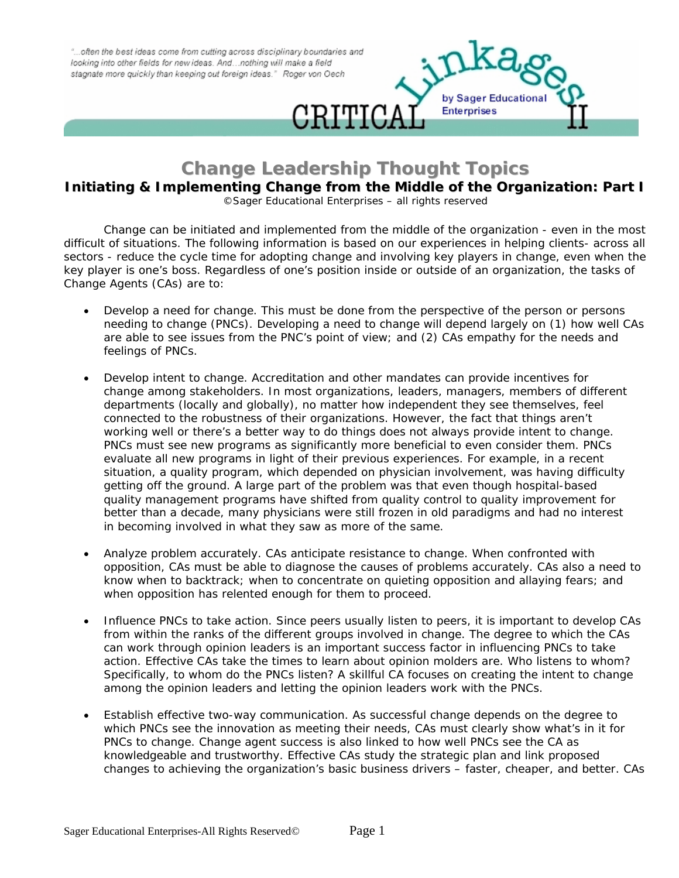"...often the best ideas come from cutting across disciplinary boundaries and looking into other fields for new ideas. And...nothing will make a field stagnate more quickly than keeping out foreign ideas." Roger von Oech

CRITICAL Linkages II by Sager Educational Enterprises

# Change Leadership Thought Topics

## Initiating & Implementing Change from the Middle of the Organization: Part I

©Sager Educational Enterprises – all rights reserved

Change can be initiated and implemented from the middle of the organization - even in the most difficult of situations. The following information is based on our experiences in helping clients- across all sectors - reduce the cycle time for adopting change and involving key players in change, even when the key player is one's boss. Regardless of one's position inside or outside of an organization, the tasks of Change Agents (CAs) are to:

- Develop a need for change. This must be done from the perspective of the person or persons needing to change (PNCs). Developing a need to change will depend largely on (1) how well CAs are able to see issues from the PNC's point of view; and (2) CAs empathy for the needs and feelings of PNCs.

- Develop intent to change. Accreditation and other mandates can provide incentives for change among stakeholders. In most organizations, leaders, managers, members of different departments (locally and globally), no matter how independent they see themselves, feel connected to the robustness of their organizations. However, the fact that things aren't working well or there's a better way to do things does not always provide intent to change. PNCs must see new programs as significantly more beneficial to even consider them. PNCs evaluate all new programs in light of their previous experiences. For example, in a recent situation, a quality program, which depended on physician involvement, was having difficulty getting off the ground. A large part of the problem was that even though hospital-based quality management programs have shifted from quality control to quality improvement for better than a decade, many physicians were still frozen in old paradigms and had no interest in becoming involved in what they saw as more of the same.

- Analyze problem accurately. CAs anticipate resistance to change. When confronted with opposition, CAs must be able to diagnose the causes of problems accurately. CAs also a need to know when to backtrack; when to concentrate on quieting opposition and allaying fears; and when opposition has relented enough for them to proceed.

- Influence PNCs to take action. Since peers usually listen to peers, it is important to develop CAs from within the ranks of the different groups involved in change. The degree to which the CAs can work through opinion leaders is an important success factor in influencing PNCs to take action. Effective CAs take the times to learn about opinion molders are. Who listens to whom? Specifically, to whom do the PNCs listen? A skillful CA focuses on creating the intent to change among the opinion leaders and letting the opinion leaders work with the PNCs.

- Establish effective two-way communication. As successful change depends on the degree to which PNCs see the innovation as meeting their needs, CAs must clearly show what's in it for PNCs to change. Change agent success is also linked to how well PNCs see the CA as knowledgeable and trustworthy. Effective CAs study the strategic plan and link proposed changes to achieving the organization's basic business drivers – faster, cheaper, and better. CAs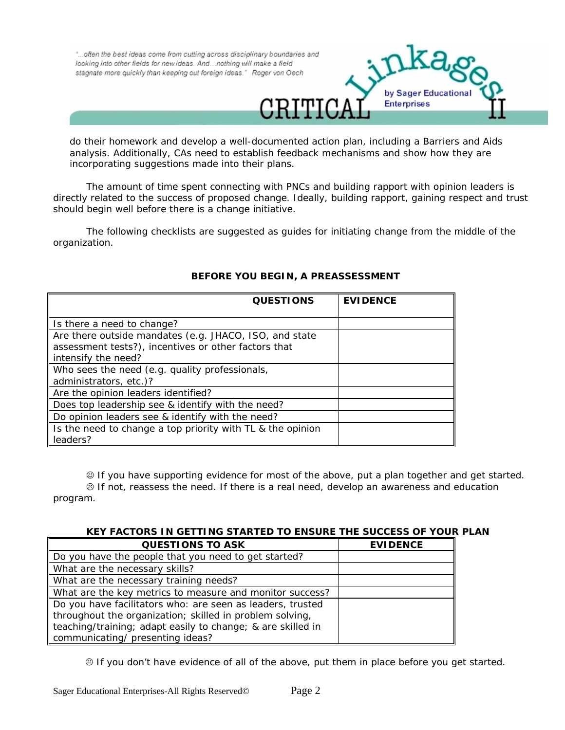do their homework and develop a well-documented action plan, including a Barriers and Aids analysis. Additionally, CAs need to establish feedback mechanisms and show how they are incorporating suggestions made into their plans.

The amount of time spent connecting with PNCs and building rapport with opinion leaders is directly related to the success of proposed change. Ideally, building rapport, gaining respect and trust should begin well before there is a change initiative.

The following checklists are suggested as guides for initiating change from the middle of the organization.

**BEFORE YOU BEGIN, A PREASSESSMENT**

| QUESTIONS | EVIDENCE |
|---|---|
| Is there a need to change? | |
| Are there outside mandates (e.g. JHACO, ISO, and state assessment tests?), incentives or other factors that intensify the need? | |
| Who sees the need (e.g. quality professionals, administrators, etc.)? | |
| Are the opinion leaders identified? | |
| Does top leadership see & identify with the need? | |
| Do opinion leaders see & identify with the need? | |
| Is the need to change a top priority with TL & the opinion leaders? | |

☺ If you have supporting evidence for most of the above, put a plan together and get started.
☹ If not, reassess the need. If there is a real need, develop an awareness and education program.

**KEY FACTORS IN GETTING STARTED TO ENSURE THE SUCCESS OF YOUR PLAN**

| QUESTIONS TO ASK | EVIDENCE |
|---|---|
| Do you have the people that you need to get started? | |
| What are the necessary skills? | |
| What are the necessary training needs? | |
| What are the key metrics to measure and monitor success? | |
| Do you have facilitators who: are seen as leaders, trusted throughout the organization; skilled in problem solving, teaching/training; adapt easily to change; & are skilled in communicating/ presenting ideas? | |

☹ If you don't have evidence of all of the above, put them in place before you get started.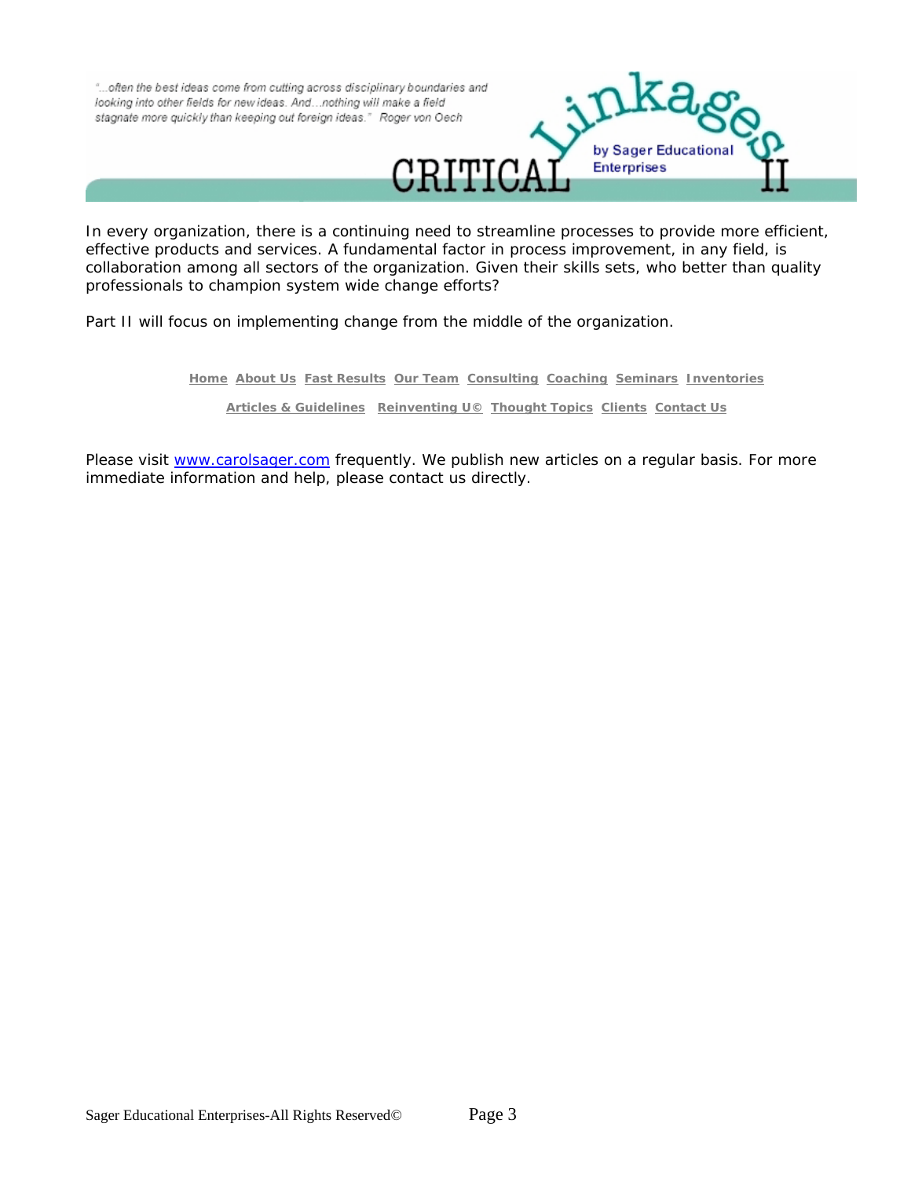"...often the best ideas come from cutting across disciplinary boundaries and looking into other fields for new ideas. And...nothing will make a field stagnate more quickly than keeping out foreign ideas." Roger von Oech

# CRITICAL Linkages II

by Sager Educational Enterprises

In every organization, there is a continuing need to streamline processes to provide more efficient, effective products and services. A fundamental factor in process improvement, in any field, is collaboration among all sectors of the organization. Given their skills sets, who better than quality professionals to champion system wide change efforts?

Part II will focus on implementing change from the middle of the organization.

**Home** **About Us** **Fast Results** **Our Team** **Consulting** **Coaching** **Seminars** **Inventories**

**Articles & Guidelines** **Reinventing U©** **Thought Topics** **Clients** **Contact Us**

Please visit www.carolsager.com frequently. We publish new articles on a regular basis. For more immediate information and help, please contact us directly.

Sager Educational Enterprises-All Rights Reserved©